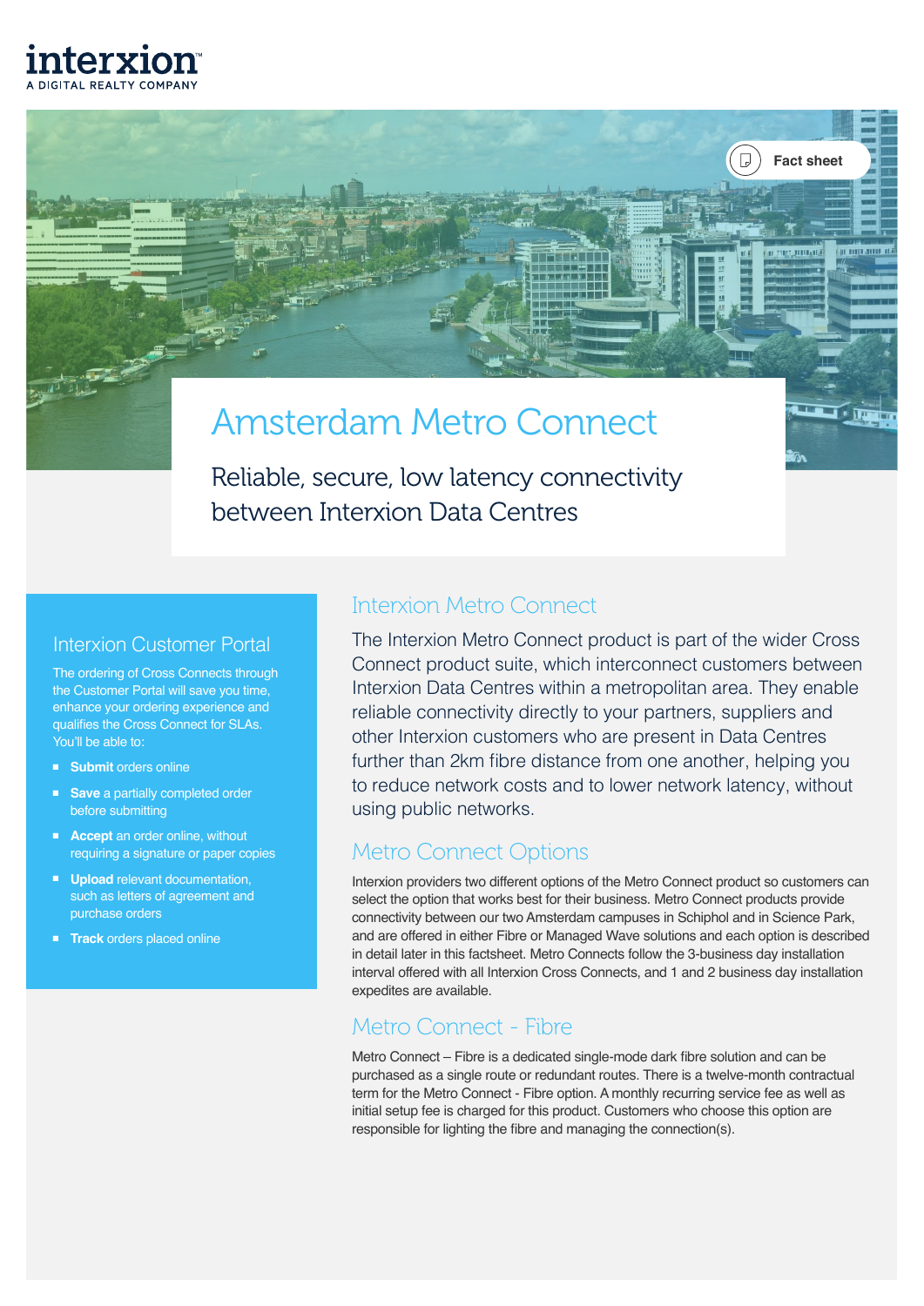interxion
A DIGITAL REALTY COMPANY

Fact sheet

# Amsterdam Metro Connect

Reliable, secure, low latency connectivity between Interxion Data Centres

## Interxion Metro Connect

The Interxion Metro Connect product is part of the wider Cross Connect product suite, which interconnect customers between Interxion Data Centres within a metropolitan area. They enable reliable connectivity directly to your partners, suppliers and other Interxion customers who are present in Data Centres further than 2km fibre distance from one another, helping you to reduce network costs and to lower network latency, without using public networks.

## Metro Connect Options

Interxion providers two different options of the Metro Connect product so customers can select the option that works best for their business. Metro Connect products provide connectivity between our two Amsterdam campuses in Schiphol and in Science Park, and are offered in either Fibre or Managed Wave solutions and each option is described in detail later in this factsheet. Metro Connects follow the 3-business day installation interval offered with all Interxion Cross Connects, and 1 and 2 business day installation expedites are available.

## Metro Connect - Fibre

Metro Connect – Fibre is a dedicated single-mode dark fibre solution and can be purchased as a single route or redundant routes. There is a twelve-month contractual term for the Metro Connect - Fibre option. A monthly recurring service fee as well as initial setup fee is charged for this product. Customers who choose this option are responsible for lighting the fibre and managing the connection(s).

## Interxion Customer Portal

The ordering of Cross Connects through the Customer Portal will save you time, enhance your ordering experience and qualifies the Cross Connect for SLAs. You'll be able to:

- **Submit** orders online
- **Save** a partially completed order before submitting
- **Accept** an order online, without requiring a signature or paper copies
- **Upload** relevant documentation, such as letters of agreement and purchase orders
- **Track** orders placed online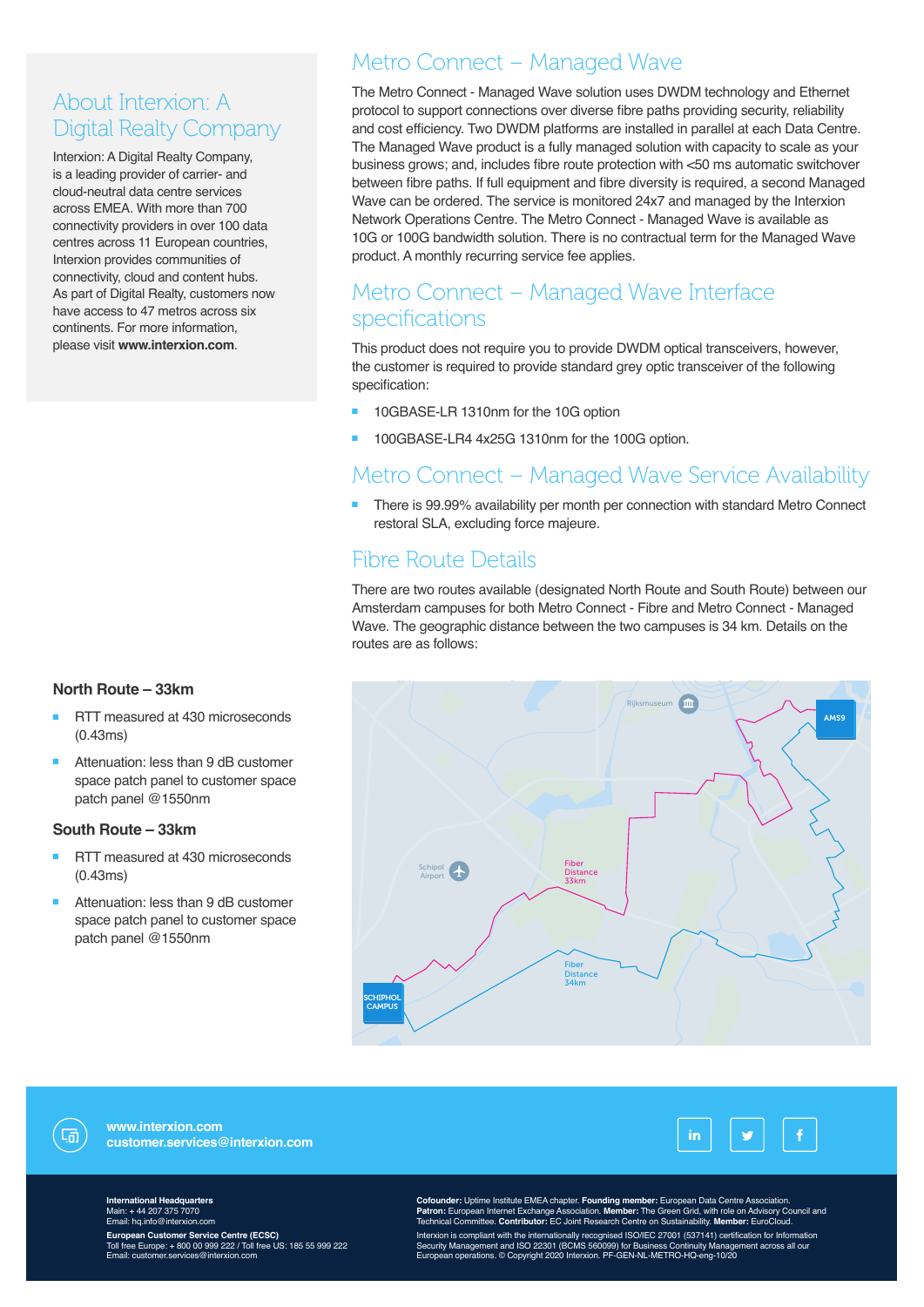## About Interxion: A Digital Realty Company

Interxion: A Digital Realty Company, is a leading provider of carrier- and cloud-neutral data centre services across EMEA. With more than 700 connectivity providers in over 100 data centres across 11 European countries, Interxion provides communities of connectivity, cloud and content hubs. As part of Digital Realty, customers now have access to 47 metros across six continents. For more information, please visit **www.interxion.com**.

## Metro Connect – Managed Wave

The Metro Connect - Managed Wave solution uses DWDM technology and Ethernet protocol to support connections over diverse fibre paths providing security, reliability and cost efficiency. Two DWDM platforms are installed in parallel at each Data Centre. The Managed Wave product is a fully managed solution with capacity to scale as your business grows; and, includes fibre route protection with <50 ms automatic switchover between fibre paths. If full equipment and fibre diversity is required, a second Managed Wave can be ordered. The service is monitored 24x7 and managed by the Interxion Network Operations Centre. The Metro Connect - Managed Wave is available as 10G or 100G bandwidth solution. There is no contractual term for the Managed Wave product. A monthly recurring service fee applies.

## Metro Connect – Managed Wave Interface specifications

This product does not require you to provide DWDM optical transceivers, however, the customer is required to provide standard grey optic transceiver of the following specification:

- 10GBASE-LR 1310nm for the 10G option
- 100GBASE-LR4 4x25G 1310nm for the 100G option.

## Metro Connect – Managed Wave Service Availability

- There is 99.99% availability per month per connection with standard Metro Connect restoral SLA, excluding force majeure.

## Fibre Route Details

There are two routes available (designated North Route and South Route) between our Amsterdam campuses for both Metro Connect - Fibre and Metro Connect - Managed Wave. The geographic distance between the two campuses is 34 km. Details on the routes are as follows:

### North Route – 33km

- RTT measured at 430 microseconds (0.43ms)
- Attenuation: less than 9 dB customer space patch panel to customer space patch panel @1550nm

### South Route – 33km

- RTT measured at 430 microseconds (0.43ms)
- Attenuation: less than 9 dB customer space patch panel to customer space patch panel @1550nm

Rijksmuseum
AMS9
Schipol Airport
Fiber Distance 33km
Fiber Distance 34km
SCHIPHOL CAMPUS

**www.interxion.com**
**customer.services@interxion.com**

**International Headquarters**
Main: + 44 207 375 7070
Email: hq.info@interxion.com

**European Customer Service Centre (ECSC)**
Toll free Europe: + 800 00 999 222 / Toll free US: 185 55 999 222
Email: customer.services@interxion.com

**Cofounder:** Uptime Institute EMEA chapter. **Founding member:** European Data Centre Association. **Patron:** European Internet Exchange Association. **Member:** The Green Grid, with role on Advisory Council and Technical Committee. **Contributor:** EC Joint Research Centre on Sustainability. **Member:** EuroCloud.

Interxion is compliant with the internationally recognised ISO/IEC 27001 (537141) certification for Information Security Management and ISO 22301 (BCMS 560099) for Business Continuity Management across all our European operations. © Copyright 2020 Interxion. PF-GEN-NL-METRO-HQ-eng-10/20